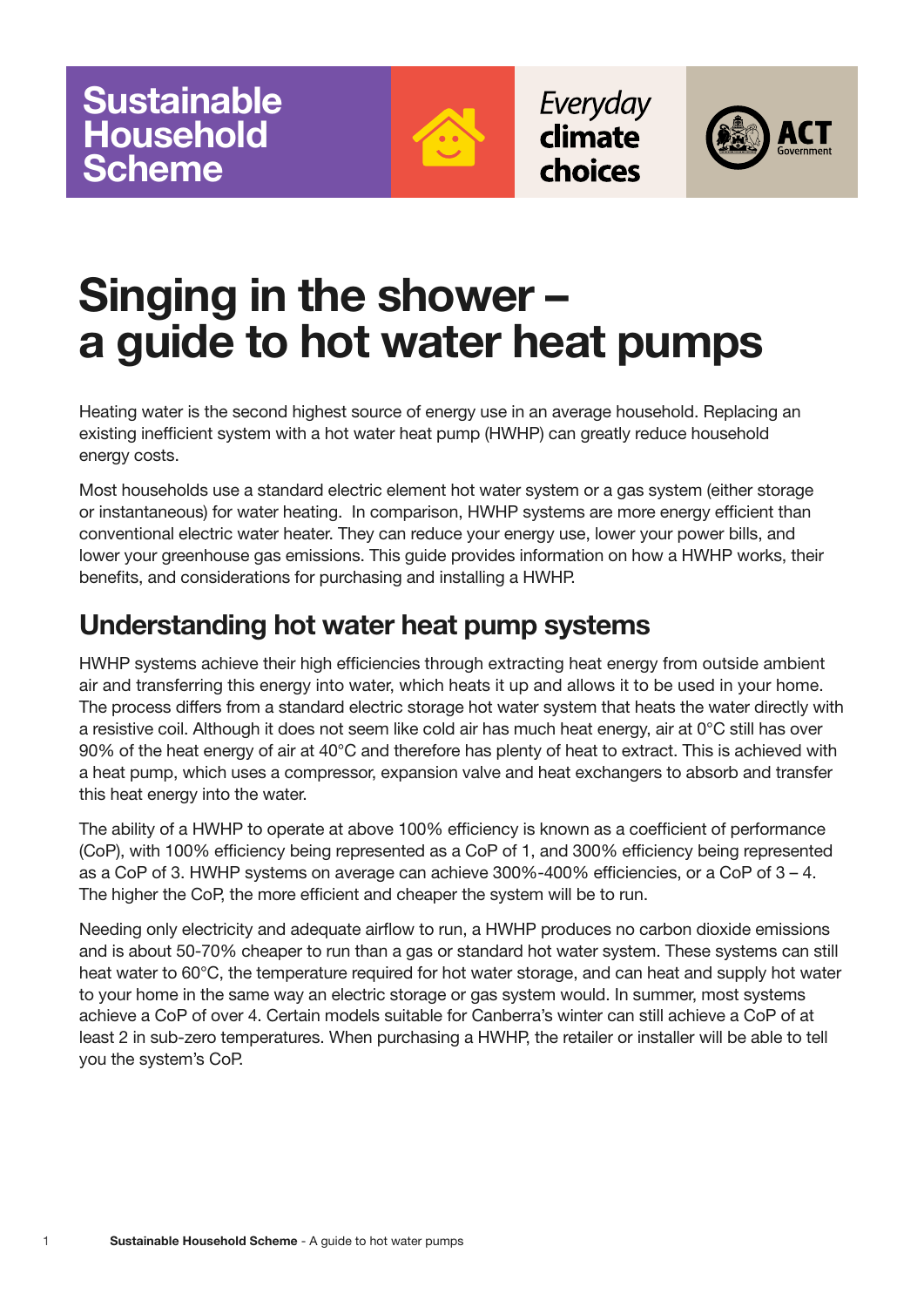Sustainable Household Scheme

*Everyday* **climate choices**

ACT Government

# Singing in the shower – a guide to hot water heat pumps

Heating water is the second highest source of energy use in an average household. Replacing an existing inefficient system with a hot water heat pump (HWHP) can greatly reduce household energy costs.

Most households use a standard electric element hot water system or a gas system (either storage or instantaneous) for water heating. In comparison, HWHP systems are more energy efficient than conventional electric water heater. They can reduce your energy use, lower your power bills, and lower your greenhouse gas emissions. This guide provides information on how a HWHP works, their benefits, and considerations for purchasing and installing a HWHP.

## Understanding hot water heat pump systems

HWHP systems achieve their high efficiencies through extracting heat energy from outside ambient air and transferring this energy into water, which heats it up and allows it to be used in your home. The process differs from a standard electric storage hot water system that heats the water directly with a resistive coil. Although it does not seem like cold air has much heat energy, air at 0°C still has over 90% of the heat energy of air at 40°C and therefore has plenty of heat to extract. This is achieved with a heat pump, which uses a compressor, expansion valve and heat exchangers to absorb and transfer this heat energy into the water.

The ability of a HWHP to operate at above 100% efficiency is known as a coefficient of performance (CoP), with 100% efficiency being represented as a CoP of 1, and 300% efficiency being represented as a CoP of 3. HWHP systems on average can achieve 300%-400% efficiencies, or a CoP of 3 – 4. The higher the CoP, the more efficient and cheaper the system will be to run.

Needing only electricity and adequate airflow to run, a HWHP produces no carbon dioxide emissions and is about 50-70% cheaper to run than a gas or standard hot water system. These systems can still heat water to 60°C, the temperature required for hot water storage, and can heat and supply hot water to your home in the same way an electric storage or gas system would. In summer, most systems achieve a CoP of over 4. Certain models suitable for Canberra's winter can still achieve a CoP of at least 2 in sub-zero temperatures. When purchasing a HWHP, the retailer or installer will be able to tell you the system's CoP.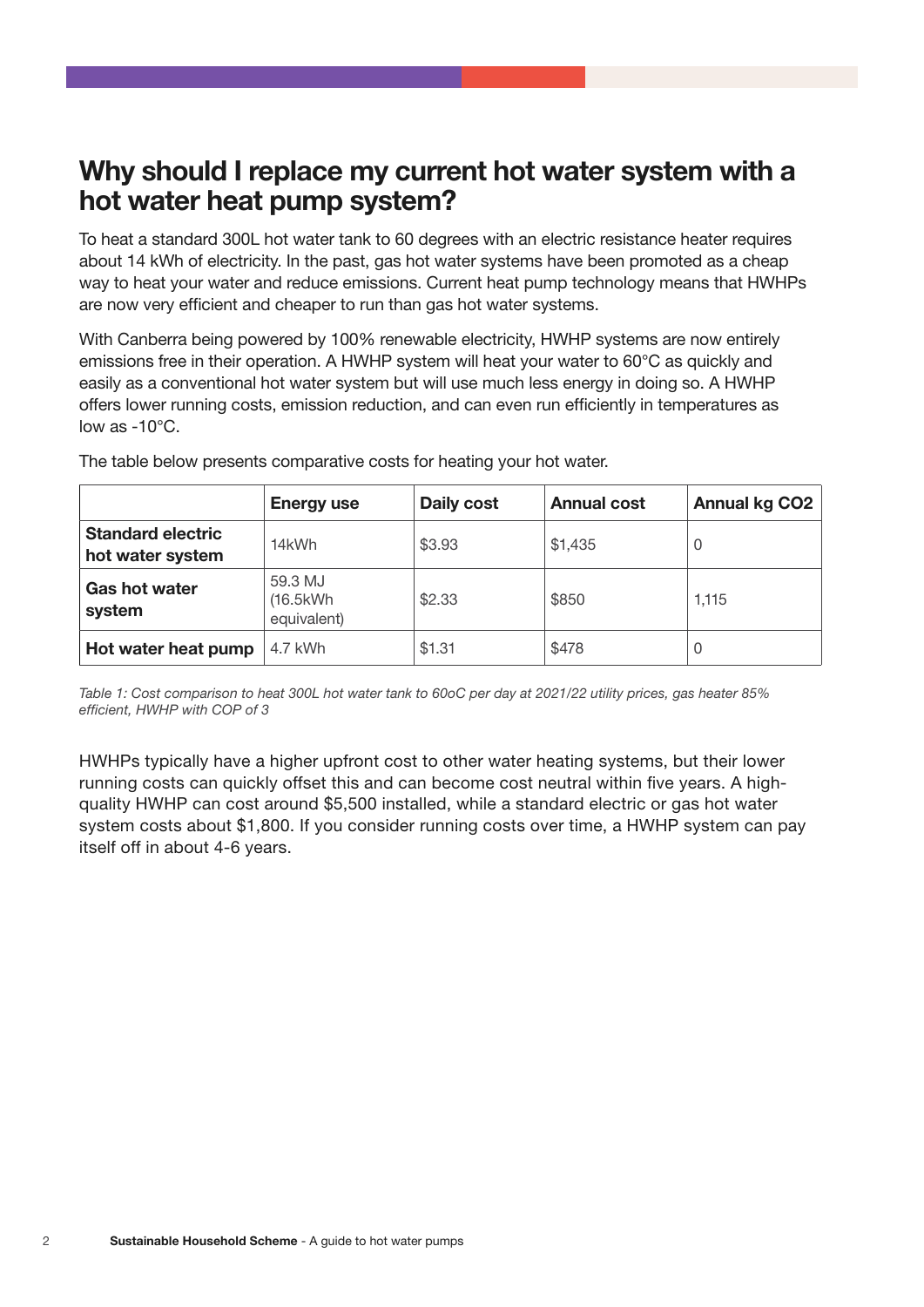## Why should I replace my current hot water system with a hot water heat pump system?

To heat a standard 300L hot water tank to 60 degrees with an electric resistance heater requires about 14 kWh of electricity. In the past, gas hot water systems have been promoted as a cheap way to heat your water and reduce emissions. Current heat pump technology means that HWHPs are now very efficient and cheaper to run than gas hot water systems.

With Canberra being powered by 100% renewable electricity, HWHP systems are now entirely emissions free in their operation. A HWHP system will heat your water to 60°C as quickly and easily as a conventional hot water system but will use much less energy in doing so. A HWHP offers lower running costs, emission reduction, and can even run efficiently in temperatures as low as -10°C.

The table below presents comparative costs for heating your hot water.

| | Energy use | Daily cost | Annual cost | Annual kg $CO_2$ |
|---|---|---|---|---|
| **Standard electric hot water system** | 14kWh | $3.93 | $1,435 | 0 |
| **Gas hot water system** | 59.3 MJ (16.5kWh equivalent) | $2.33 | $850 | 1,115 |
| **Hot water heat pump** | 4.7 kWh | $1.31 | $478 | 0 |

*Table 1: Cost comparison to heat 300L hot water tank to 60oC per day at 2021/22 utility prices, gas heater 85% efficient, HWHP with COP of 3*

HWHPs typically have a higher upfront cost to other water heating systems, but their lower running costs can quickly offset this and can become cost neutral within five years. A high-quality HWHP can cost around $5,500 installed, while a standard electric or gas hot water system costs about $1,800. If you consider running costs over time, a HWHP system can pay itself off in about 4-6 years.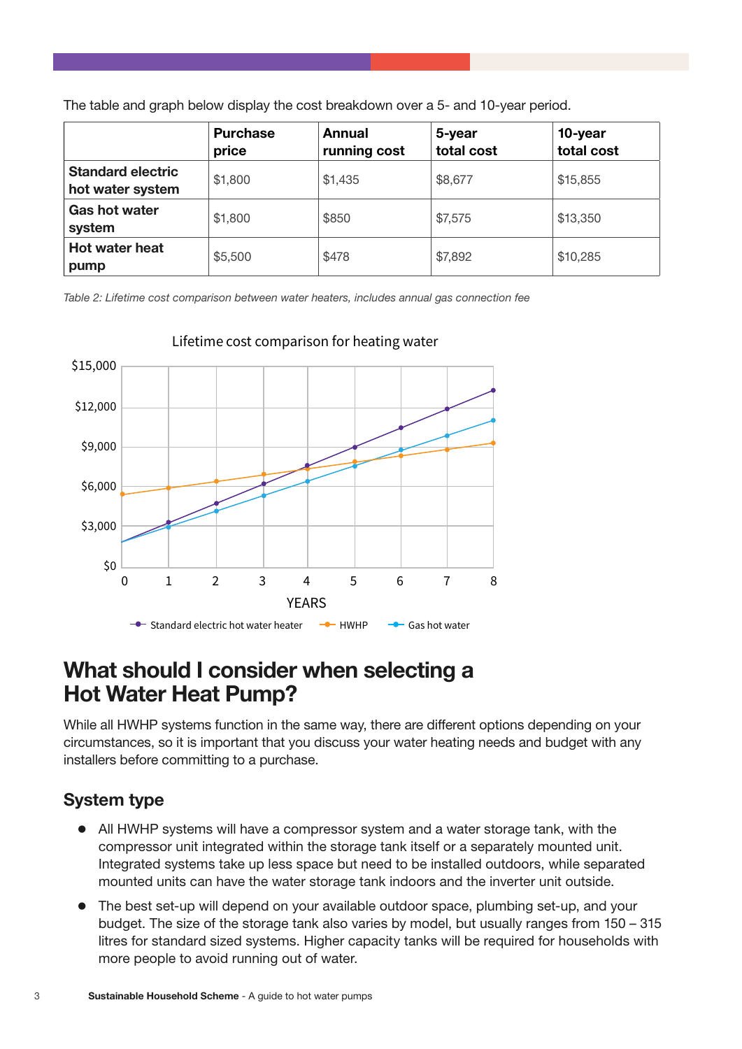The table and graph below display the cost breakdown over a 5- and 10-year period.

| | Purchase price | Annual running cost | 5-year total cost | 10-year total cost |
|---|---|---|---|---|
| **Standard electric hot water system** | $1,800 | $1,435 | $8,677 | $15,855 |
| **Gas hot water system** | $1,800 | $850 | $7,575 | $13,350 |
| **Hot water heat pump** | $5,500 | $478 | $7,892 | $10,285 |

*Table 2: Lifetime cost comparison between water heaters, includes annual gas connection fee*

## What should I consider when selecting a Hot Water Heat Pump?

While all HWHP systems function in the same way, there are different options depending on your circumstances, so it is important that you discuss your water heating needs and budget with any installers before committing to a purchase.

### System type

- All HWHP systems will have a compressor system and a water storage tank, with the compressor unit integrated within the storage tank itself or a separately mounted unit. Integrated systems take up less space but need to be installed outdoors, while separated mounted units can have the water storage tank indoors and the inverter unit outside.
- The best set-up will depend on your available outdoor space, plumbing set-up, and your budget. The size of the storage tank also varies by model, but usually ranges from 150 – 315 litres for standard sized systems. Higher capacity tanks will be required for households with more people to avoid running out of water.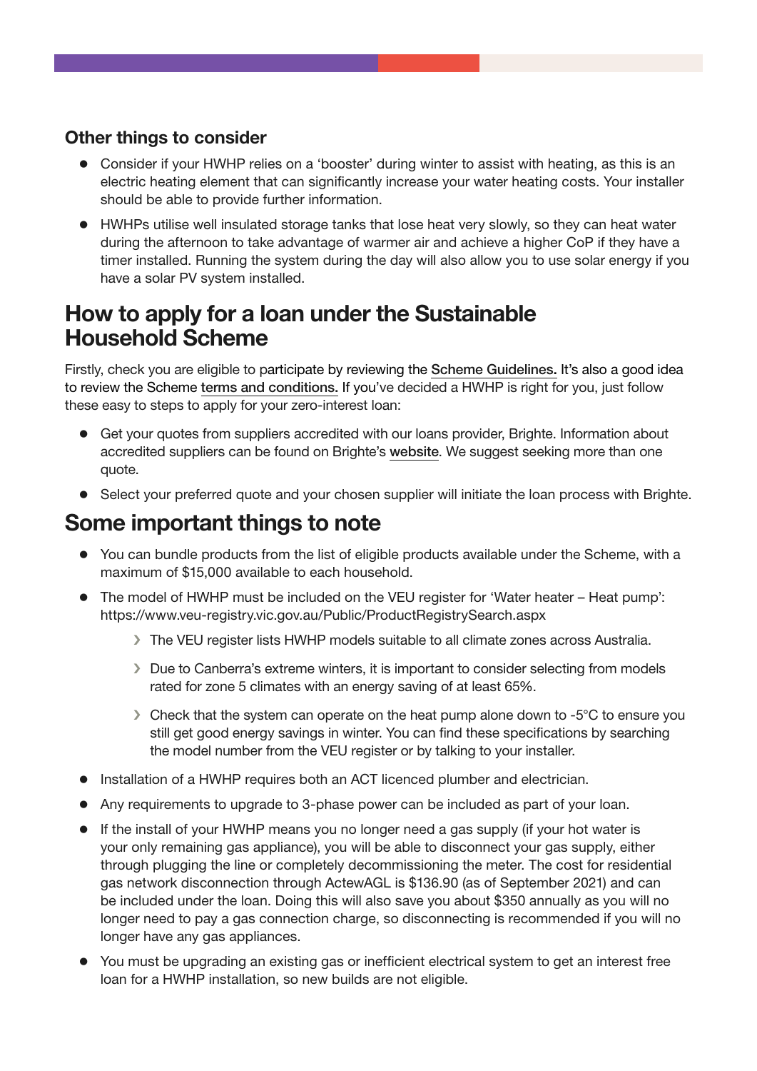### Other things to consider

- Consider if your HWHP relies on a 'booster' during winter to assist with heating, as this is an electric heating element that can significantly increase your water heating costs. Your installer should be able to provide further information.
- HWHPs utilise well insulated storage tanks that lose heat very slowly, so they can heat water during the afternoon to take advantage of warmer air and achieve a higher CoP if they have a timer installed. Running the system during the day will also allow you to use solar energy if you have a solar PV system installed.

## How to apply for a loan under the Sustainable Household Scheme

Firstly, check you are eligible to participate by reviewing the Scheme Guidelines. It's also a good idea to review the Scheme terms and conditions. If you've decided a HWHP is right for you, just follow these easy to steps to apply for your zero-interest loan:

- Get your quotes from suppliers accredited with our loans provider, Brighte. Information about accredited suppliers can be found on Brighte's website. We suggest seeking more than one quote.
- Select your preferred quote and your chosen supplier will initiate the loan process with Brighte.

## Some important things to note

- You can bundle products from the list of eligible products available under the Scheme, with a maximum of $15,000 available to each household.
- The model of HWHP must be included on the VEU register for 'Water heater – Heat pump': https://www.veu-registry.vic.gov.au/Public/ProductRegistrySearch.aspx
  - The VEU register lists HWHP models suitable to all climate zones across Australia.
  - Due to Canberra's extreme winters, it is important to consider selecting from models rated for zone 5 climates with an energy saving of at least 65%.
  - Check that the system can operate on the heat pump alone down to -5°C to ensure you still get good energy savings in winter. You can find these specifications by searching the model number from the VEU register or by talking to your installer.
- Installation of a HWHP requires both an ACT licenced plumber and electrician.
- Any requirements to upgrade to 3-phase power can be included as part of your loan.
- If the install of your HWHP means you no longer need a gas supply (if your hot water is your only remaining gas appliance), you will be able to disconnect your gas supply, either through plugging the line or completely decommissioning the meter. The cost for residential gas network disconnection through ActewAGL is $136.90 (as of September 2021) and can be included under the loan. Doing this will also save you about $350 annually as you will no longer need to pay a gas connection charge, so disconnecting is recommended if you will no longer have any gas appliances.
- You must be upgrading an existing gas or inefficient electrical system to get an interest free loan for a HWHP installation, so new builds are not eligible.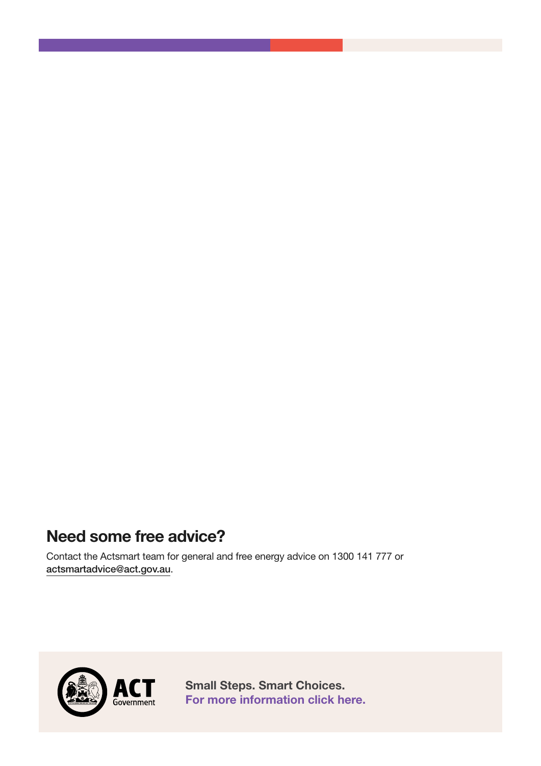## Need some free advice?

Contact the Actsmart team for general and free energy advice on 1300 141 777 or actsmartadvice@act.gov.au.

ACT Government

**Small Steps. Smart Choices.**
**For more information click here.**